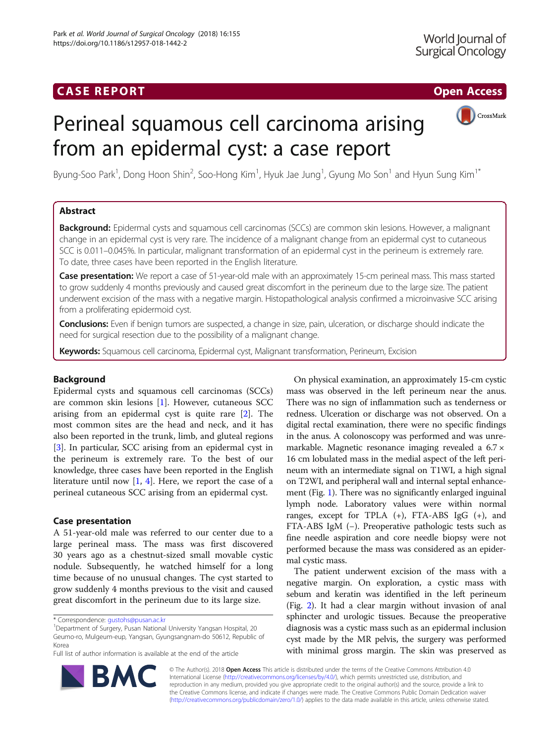CASE REPORT

Open Access

# Perineal squamous cell carcinoma arising from an epidermal cyst: a case report

Byung-Soo Park[1], Dong Hoon Shin[2], Soo-Hong Kim[1], Hyuk Jae Jung[1], Gyung Mo Son[1] and Hyun Sung Kim[1*]

## Abstract

**Background:** Epidermal cysts and squamous cell carcinomas (SCCs) are common skin lesions. However, a malignant change in an epidermal cyst is very rare. The incidence of a malignant change from an epidermal cyst to cutaneous SCC is 0.011–0.045%. In particular, malignant transformation of an epidermal cyst in the perineum is extremely rare. To date, three cases have been reported in the English literature.

**Case presentation:** We report a case of 51-year-old male with an approximately 15-cm perineal mass. This mass started to grow suddenly 4 months previously and caused great discomfort in the perineum due to the large size. The patient underwent excision of the mass with a negative margin. Histopathological analysis confirmed a microinvasive SCC arising from a proliferating epidermoid cyst.

**Conclusions:** Even if benign tumors are suspected, a change in size, pain, ulceration, or discharge should indicate the need for surgical resection due to the possibility of a malignant change.

**Keywords:** Squamous cell carcinoma, Epidermal cyst, Malignant transformation, Perineum, Excision

## Background

Epidermal cysts and squamous cell carcinomas (SCCs) are common skin lesions [1]. However, cutaneous SCC arising from an epidermal cyst is quite rare [2]. The most common sites are the head and neck, and it has also been reported in the trunk, limb, and gluteal regions [3]. In particular, SCC arising from an epidermal cyst in the perineum is extremely rare. To the best of our knowledge, three cases have been reported in the English literature until now [1, 4]. Here, we report the case of a perineal cutaneous SCC arising from an epidermal cyst.

## Case presentation

A 51-year-old male was referred to our center due to a large perineal mass. The mass was first discovered 30 years ago as a chestnut-sized small movable cystic nodule. Subsequently, he watched himself for a long time because of no unusual changes. The cyst started to grow suddenly 4 months previous to the visit and caused great discomfort in the perineum due to its large size.

On physical examination, an approximately 15-cm cystic mass was observed in the left perineum near the anus. There was no sign of inflammation such as tenderness or redness. Ulceration or discharge was not observed. On a digital rectal examination, there were no specific findings in the anus. A colonoscopy was performed and was unremarkable. Magnetic resonance imaging revealed a 6.7 × 16 cm lobulated mass in the medial aspect of the left perineum with an intermediate signal on T1WI, a high signal on T2WI, and peripheral wall and internal septal enhancement (Fig. 1). There was no significantly enlarged inguinal lymph node. Laboratory values were within normal ranges, except for TPLA (+), FTA-ABS IgG (+), and FTA-ABS IgM (−). Preoperative pathologic tests such as fine needle aspiration and core needle biopsy were not performed because the mass was considered as an epidermal cystic mass.

The patient underwent excision of the mass with a negative margin. On exploration, a cystic mass with sebum and keratin was identified in the left perineum (Fig. 2). It had a clear margin without invasion of anal sphincter and urologic tissues. Because the preoperative diagnosis was a cystic mass such as an epidermal inclusion cyst made by the MR pelvis, the surgery was performed with minimal gross margin. The skin was preserved as

\* Correspondence: gustohs@pusan.ac.kr
[1]Department of Surgery, Pusan National University Yangsan Hospital, 20 Geumo-ro, Mulgeum-eup, Yangsan, Gyungsangnam-do 50612, Republic of Korea
Full list of author information is available at the end of the article

© The Author(s). 2018 **Open Access** This article is distributed under the terms of the Creative Commons Attribution 4.0 International License (http://creativecommons.org/licenses/by/4.0/), which permits unrestricted use, distribution, and reproduction in any medium, provided you give appropriate credit to the original author(s) and the source, provide a link to the Creative Commons license, and indicate if changes were made. The Creative Commons Public Domain Dedication waiver (http://creativecommons.org/publicdomain/zero/1.0/) applies to the data made available in this article, unless otherwise stated.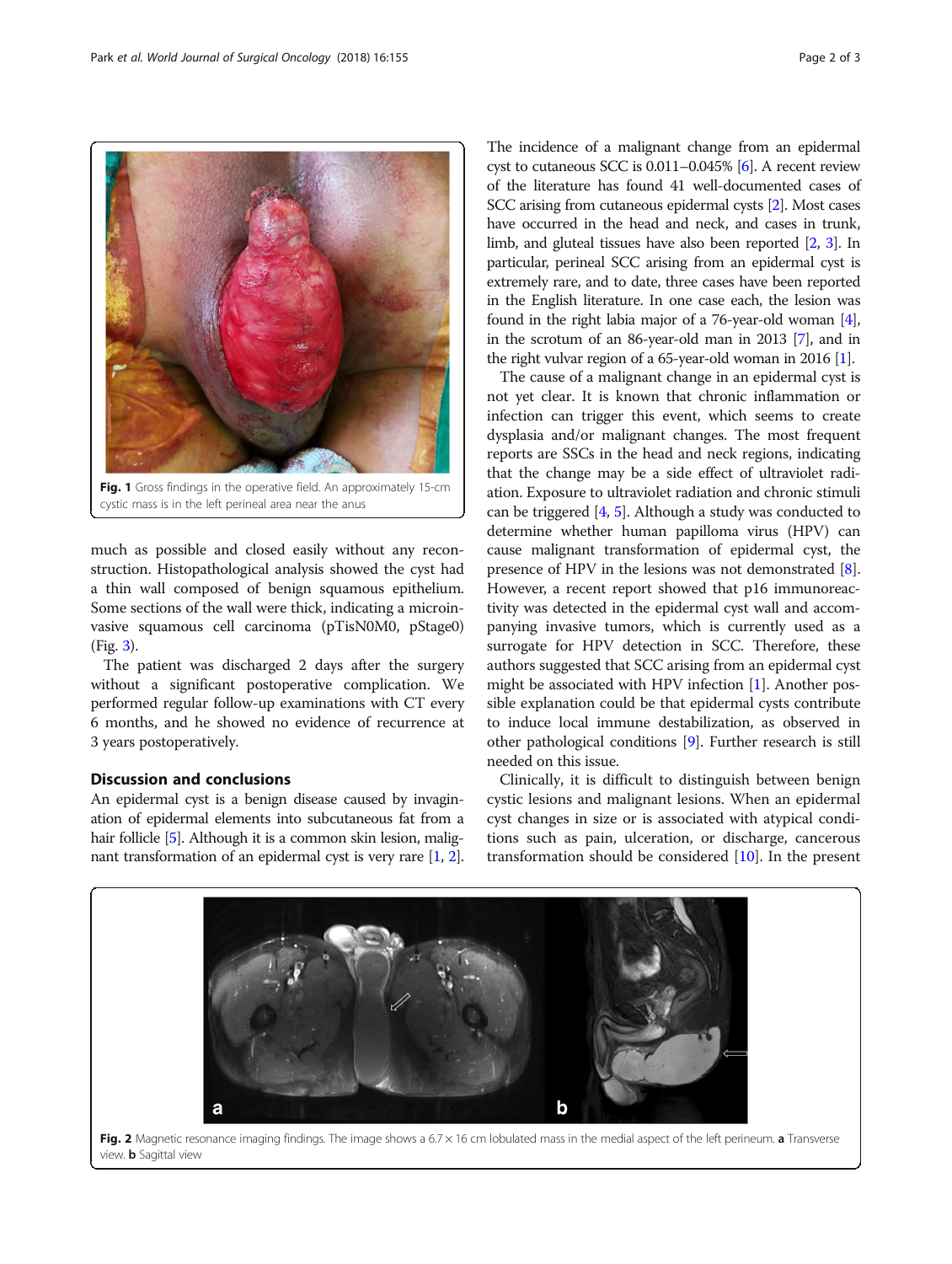Fig. 1 Gross findings in the operative field. An approximately 15-cm cystic mass is in the left perineal area near the anus

much as possible and closed easily without any reconstruction. Histopathological analysis showed the cyst had a thin wall composed of benign squamous epithelium. Some sections of the wall were thick, indicating a microinvasive squamous cell carcinoma (pTisN0M0, pStage0) (Fig. 3).

The patient was discharged 2 days after the surgery without a significant postoperative complication. We performed regular follow-up examinations with CT every 6 months, and he showed no evidence of recurrence at 3 years postoperatively.

## Discussion and conclusions

An epidermal cyst is a benign disease caused by invagination of epidermal elements into subcutaneous fat from a hair follicle [5]. Although it is a common skin lesion, malignant transformation of an epidermal cyst is very rare [1, 2]. The incidence of a malignant change from an epidermal cyst to cutaneous SCC is 0.011–0.045% [6]. A recent review of the literature has found 41 well-documented cases of SCC arising from cutaneous epidermal cysts [2]. Most cases have occurred in the head and neck, and cases in trunk, limb, and gluteal tissues have also been reported [2, 3]. In particular, perineal SCC arising from an epidermal cyst is extremely rare, and to date, three cases have been reported in the English literature. In one case each, the lesion was found in the right labia major of a 76-year-old woman [4], in the scrotum of an 86-year-old man in 2013 [7], and in the right vulvar region of a 65-year-old woman in 2016 [1].

The cause of a malignant change in an epidermal cyst is not yet clear. It is known that chronic inflammation or infection can trigger this event, which seems to create dysplasia and/or malignant changes. The most frequent reports are SSCs in the head and neck regions, indicating that the change may be a side effect of ultraviolet radiation. Exposure to ultraviolet radiation and chronic stimuli can be triggered [4, 5]. Although a study was conducted to determine whether human papilloma virus (HPV) can cause malignant transformation of epidermal cyst, the presence of HPV in the lesions was not demonstrated [8]. However, a recent report showed that p16 immunoreactivity was detected in the epidermal cyst wall and accompanying invasive tumors, which is currently used as a surrogate for HPV detection in SCC. Therefore, these authors suggested that SCC arising from an epidermal cyst might be associated with HPV infection [1]. Another possible explanation could be that epidermal cysts contribute to induce local immune destabilization, as observed in other pathological conditions [9]. Further research is still needed on this issue.

Clinically, it is difficult to distinguish between benign cystic lesions and malignant lesions. When an epidermal cyst changes in size or is associated with atypical conditions such as pain, ulceration, or discharge, cancerous transformation should be considered [10]. In the present

Fig. 2 Magnetic resonance imaging findings. The image shows a 6.7 × 16 cm lobulated mass in the medial aspect of the left perineum. **a** Transverse view. **b** Sagittal view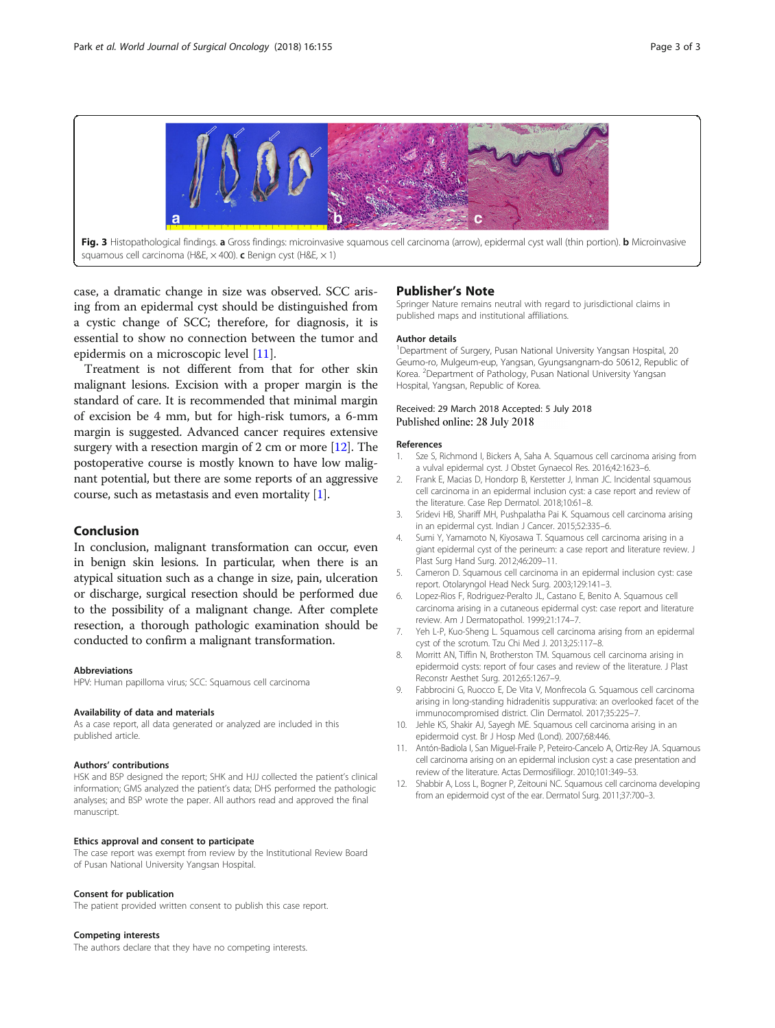Fig. 3 Histopathological findings. **a** Gross findings: microinvasive squamous cell carcinoma (arrow), epidermal cyst wall (thin portion). **b** Microinvasive squamous cell carcinoma (H&E, × 400). **c** Benign cyst (H&E, × 1)

case, a dramatic change in size was observed. SCC arising from an epidermal cyst should be distinguished from a cystic change of SCC; therefore, for diagnosis, it is essential to show no connection between the tumor and epidermis on a microscopic level [11].

Treatment is not different from that for other skin malignant lesions. Excision with a proper margin is the standard of care. It is recommended that minimal margin of excision be 4 mm, but for high-risk tumors, a 6-mm margin is suggested. Advanced cancer requires extensive surgery with a resection margin of 2 cm or more [12]. The postoperative course is mostly known to have low malignant potential, but there are some reports of an aggressive course, such as metastasis and even mortality [1].

## Conclusion

In conclusion, malignant transformation can occur, even in benign skin lesions. In particular, when there is an atypical situation such as a change in size, pain, ulceration or discharge, surgical resection should be performed due to the possibility of a malignant change. After complete resection, a thorough pathologic examination should be conducted to confirm a malignant transformation.

### Abbreviations

HPV: Human papilloma virus; SCC: Squamous cell carcinoma

### Availability of data and materials

As a case report, all data generated or analyzed are included in this published article.

### Authors' contributions

HSK and BSP designed the report; SHK and HJJ collected the patient's clinical information; GMS analyzed the patient's data; DHS performed the pathologic analyses; and BSP wrote the paper. All authors read and approved the final manuscript.

### Ethics approval and consent to participate

The case report was exempt from review by the Institutional Review Board of Pusan National University Yangsan Hospital.

### Consent for publication

The patient provided written consent to publish this case report.

### Competing interests

The authors declare that they have no competing interests.

## Publisher's Note

Springer Nature remains neutral with regard to jurisdictional claims in published maps and institutional affiliations.

### Author details

[1]Department of Surgery, Pusan National University Yangsan Hospital, 20 Geumo-ro, Mulgeum-eup, Yangsan, Gyungsangnam-do 50612, Republic of Korea. [2]Department of Pathology, Pusan National University Yangsan Hospital, Yangsan, Republic of Korea.

Received: 29 March 2018 Accepted: 5 July 2018
Published online: 28 July 2018

### References

1. Sze S, Richmond I, Bickers A, Saha A. Squamous cell carcinoma arising from a vulval epidermal cyst. J Obstet Gynaecol Res. 2016;42:1623–6.
2. Frank E, Macias D, Hondorp B, Kerstetter J, Inman JC. Incidental squamous cell carcinoma in an epidermal inclusion cyst: a case report and review of the literature. Case Rep Dermatol. 2018;10:61–8.
3. Sridevi HB, Shariff MH, Pushpalatha Pai K. Squamous cell carcinoma arising in an epidermal cyst. Indian J Cancer. 2015;52:335–6.
4. Sumi Y, Yamamoto N, Kiyosawa T. Squamous cell carcinoma arising in a giant epidermal cyst of the perineum: a case report and literature review. J Plast Surg Hand Surg. 2012;46:209–11.
5. Cameron D. Squamous cell carcinoma in an epidermal inclusion cyst: case report. Otolaryngol Head Neck Surg. 2003;129:141–3.
6. Lopez-Rios F, Rodriguez-Peralto JL, Castano E, Benito A. Squamous cell carcinoma arising in a cutaneous epidermal cyst: case report and literature review. Am J Dermatopathol. 1999;21:174–7.
7. Yeh L-P, Kuo-Sheng L. Squamous cell carcinoma arising from an epidermal cyst of the scrotum. Tzu Chi Med J. 2013;25:117–8.
8. Morritt AN, Tiffin N, Brotherston TM. Squamous cell carcinoma arising in epidermoid cysts: report of four cases and review of the literature. J Plast Reconstr Aesthet Surg. 2012;65:1267–9.
9. Fabbrocini G, Ruocco E, De Vita V, Monfrecola G. Squamous cell carcinoma arising in long-standing hidradenitis suppurativa: an overlooked facet of the immunocompromised district. Clin Dermatol. 2017;35:225–7.
10. Jehle KS, Shakir AJ, Sayegh ME. Squamous cell carcinoma arising in an epidermoid cyst. Br J Hosp Med (Lond). 2007;68:446.
11. Antón-Badiola I, San Miguel-Fraile P, Peteiro-Cancelo A, Ortiz-Rey JA. Squamous cell carcinoma arising on an epidermal inclusion cyst: a case presentation and review of the literature. Actas Dermosifiliogr. 2010;101:349–53.
12. Shabbir A, Loss L, Bogner P, Zeitouni NC. Squamous cell carcinoma developing from an epidermoid cyst of the ear. Dermatol Surg. 2011;37:700–3.